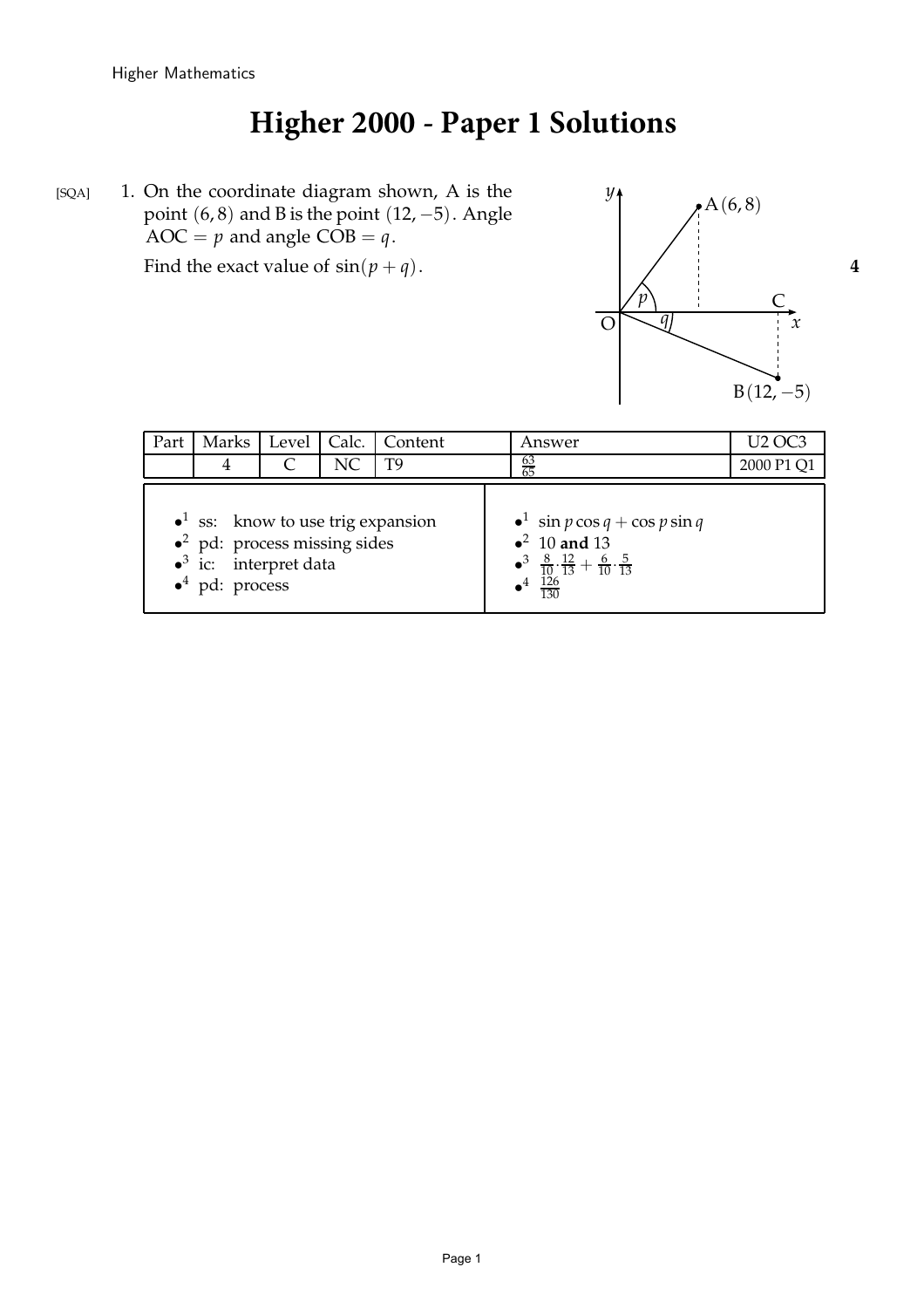# Higher 2000 - Paper 1 Solutions

[SQA] 1. On the coordinate diagram shown, A is the point $(6, 8)$ and B is the point $(12, -5)$. Angle AOC $= p$ and angle COB $= q$.

Find the exact value of $\sin(p + q)$. **4**

| Part | Marks | Level | Calc. | Content | Answer | U2 OC3 |
|---|---|---|---|---|---|---|
| | 4 | C | NC | T9 | $\frac{63}{65}$ | 2000 P1 Q1 |

| | |
|---|---|
| •1 ss: know to use trig expansion | •1 $\sin p \cos q + \cos p \sin q$ |
| •2 pd: process missing sides | •2 10 **and** 13 |
| •3 ic: interpret data | •3 $\frac{8}{10} \cdot \frac{12}{13} + \frac{6}{10} \cdot \frac{5}{13}$ |
| •4 pd: process | •4 $\frac{126}{130}$ |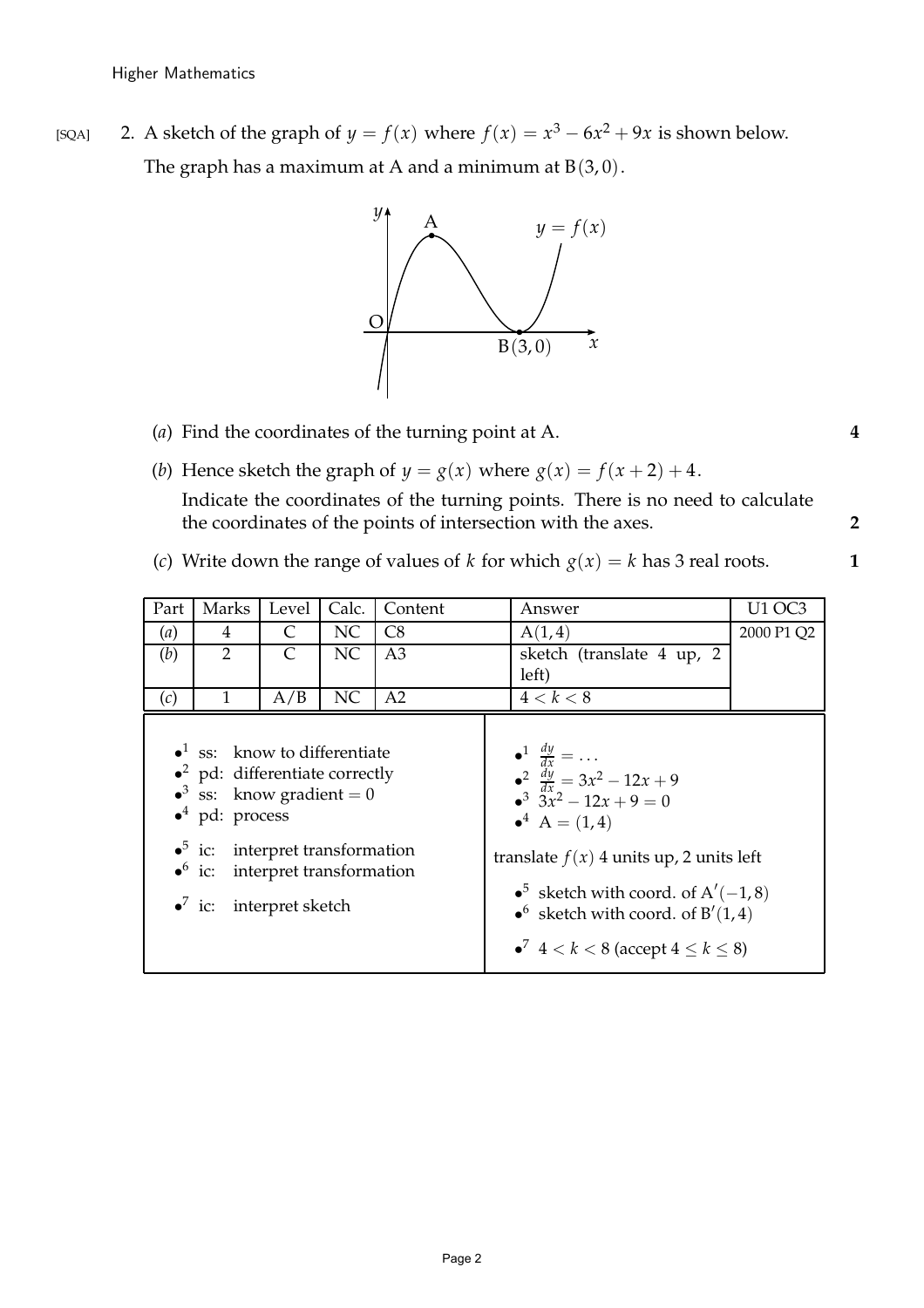[SQA] 2. A sketch of the graph of $y = f(x)$ where $f(x) = x^3 - 6x^2 + 9x$ is shown below.

The graph has a maximum at A and a minimum at $B(3, 0)$.

(*a*) Find the coordinates of the turning point at A. **4**

(*b*) Hence sketch the graph of $y = g(x)$ where $g(x) = f(x + 2) + 4$.

Indicate the coordinates of the turning points. There is no need to calculate the coordinates of the points of intersection with the axes. **2**

(*c*) Write down the range of values of $k$ for which $g(x) = k$ has 3 real roots. **1**

| Part | Marks | Level | Calc. | Content | Answer | U1 OC3 |
|---|---|---|---|---|---|---|
| (*a*) | 4 | C | NC | C8 | $A(1, 4)$ | 2000 P1 Q2 |
| (*b*) | 2 | C | NC | A3 | sketch (translate 4 up, 2 left) | |
| (*c*) | 1 | A/B | NC | A2 | $4 < k < 8$ | |

| | |
|---|---|
| $\bullet^1$ ss: know to differentiate | $\bullet^1$ $\frac{dy}{dx} = \ldots$ |
| $\bullet^2$ pd: differentiate correctly | $\bullet^2$ $\frac{dy}{dx} = 3x^2 - 12x + 9$ |
| $\bullet^3$ ss: know gradient $= 0$ | $\bullet^3$ $3x^2 - 12x + 9 = 0$ |
| $\bullet^4$ pd: process | $\bullet^4$ $A = (1, 4)$ |
| | translate $f(x)$ 4 units up, 2 units left |
| $\bullet^5$ ic: interpret transformation | $\bullet^5$ sketch with coord. of $A'(-1, 8)$ |
| $\bullet^6$ ic: interpret transformation | $\bullet^6$ sketch with coord. of $B'(1, 4)$ |
| $\bullet^7$ ic: interpret sketch | $\bullet^7$ $4 < k < 8$ (accept $4 \leq k \leq 8$) |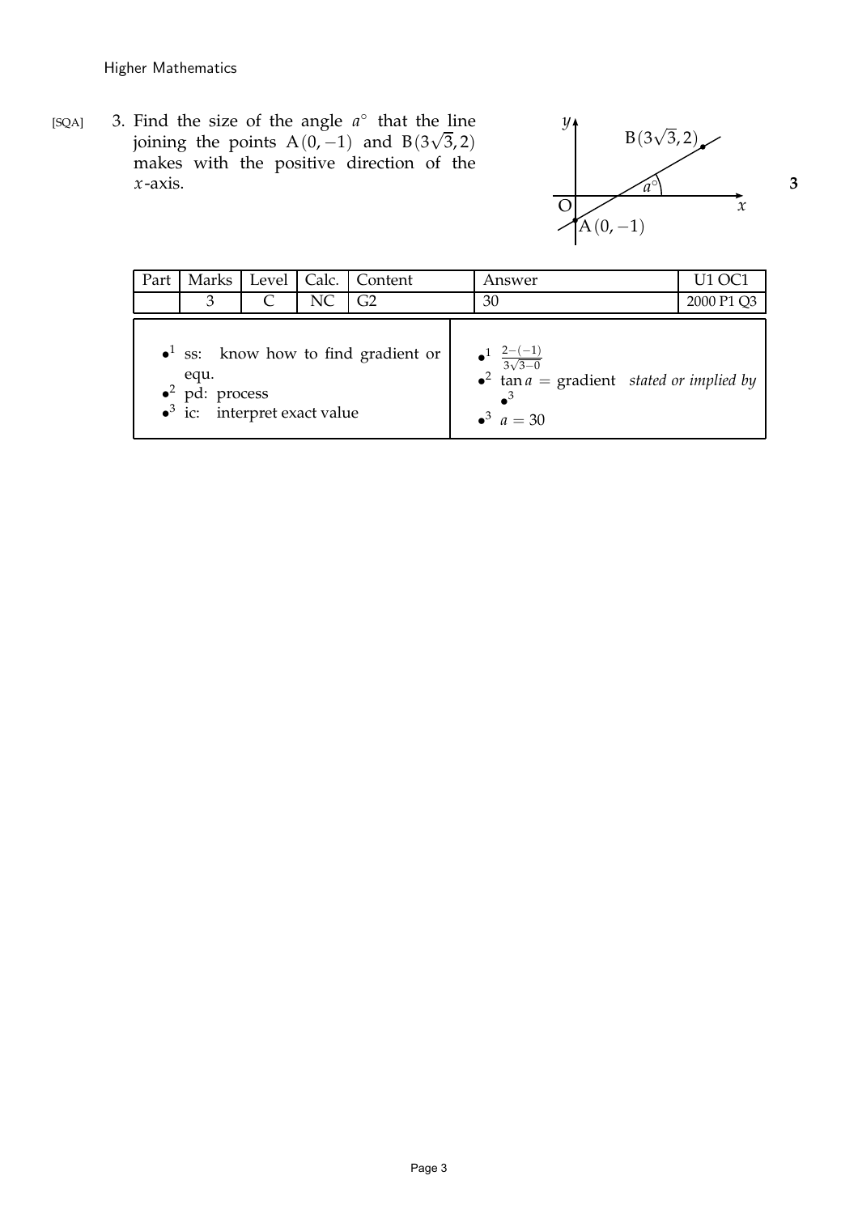[SQA] 3. Find the size of the angle $a^\circ$ that the line joining the points $A(0, -1)$ and $B(3\sqrt{3}, 2)$ makes with the positive direction of the $x$-axis. **3**

| Part | Marks | Level | Calc. | Content | Answer | U1 OC1 |
|---|---|---|---|---|---|---|
| | 3 | C | NC | G2 | 30 | 2000 P1 Q3 |

| | |
|---|---|
| •[1] ss: know how to find gradient or equ.<br>•[2] pd: process<br>•[3] ic: interpret exact value | •[1] $\frac{2-(-1)}{3\sqrt{3}-0}$<br>•[2] $\tan a =$ gradient *stated or implied by* •[3]<br>•[3] $a = 30$ |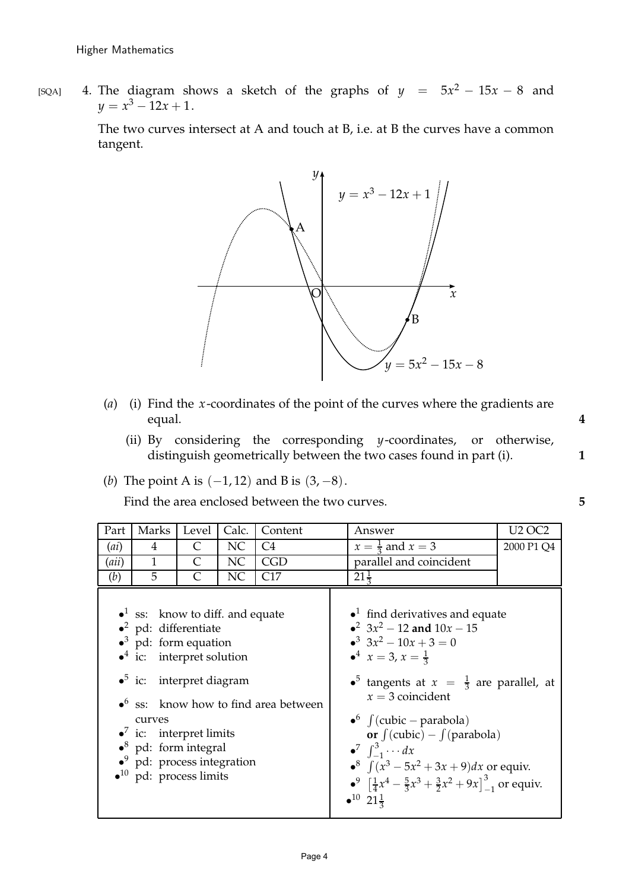[SQA] 4. The diagram shows a sketch of the graphs of $y = 5x^2 - 15x - 8$ and $y = x^3 - 12x + 1$.

The two curves intersect at A and touch at B, i.e. at B the curves have a common tangent.

(*a*) (i) Find the $x$-coordinates of the point of the curves where the gradients are equal. **4**

(ii) By considering the corresponding $y$-coordinates, or otherwise, distinguish geometrically between the two cases found in part (i). **1**

(*b*) The point A is $(-1, 12)$ and B is $(3, -8)$.

Find the area enclosed between the two curves. **5**

| Part | Marks | Level | Calc. | Content | Answer | U2 OC2 |
|---|---|---|---|---|---|---|
| (*ai*) | 4 | C | NC | C4 | $x = \frac{1}{3}$ and $x = 3$ | 2000 P1 Q4 |
| (*aii*) | 1 | C | NC | CGD | parallel and coincident | |
| (*b*) | 5 | C | NC | C17 | $21\frac{1}{3}$ | |

| | |
|---|---|
| •[1] ss: know to diff. and equate | •[1] find derivatives and equate |
| •[2] pd: differentiate | •[2] $3x^2 - 12$ **and** $10x - 15$ |
| •[3] pd: form equation | •[3] $3x^2 - 10x + 3 = 0$ |
| •[4] ic: interpret solution | •[4] $x = 3$, $x = \frac{1}{3}$ |
| •[5] ic: interpret diagram | •[5] tangents at $x = \frac{1}{3}$ are parallel, at $x = 3$ coincident |
| •[6] ss: know how to find area between curves | •[6] $\int(\text{cubic} - \text{parabola})$ **or** $\int(\text{cubic}) - \int(\text{parabola})$ |
| •[7] ic: interpret limits | •[7] $\int_{-1}^{3} \cdots dx$ |
| •[8] pd: form integral | •[8] $\int(x^3 - 5x^2 + 3x + 9)dx$ or equiv. |
| •[9] pd: process integration | •[9] $\left[\frac{1}{4}x^4 - \frac{5}{3}x^3 + \frac{3}{2}x^2 + 9x\right]_{-1}^{3}$ or equiv. |
| •[10] pd: process limits | •[10] $21\frac{1}{3}$ |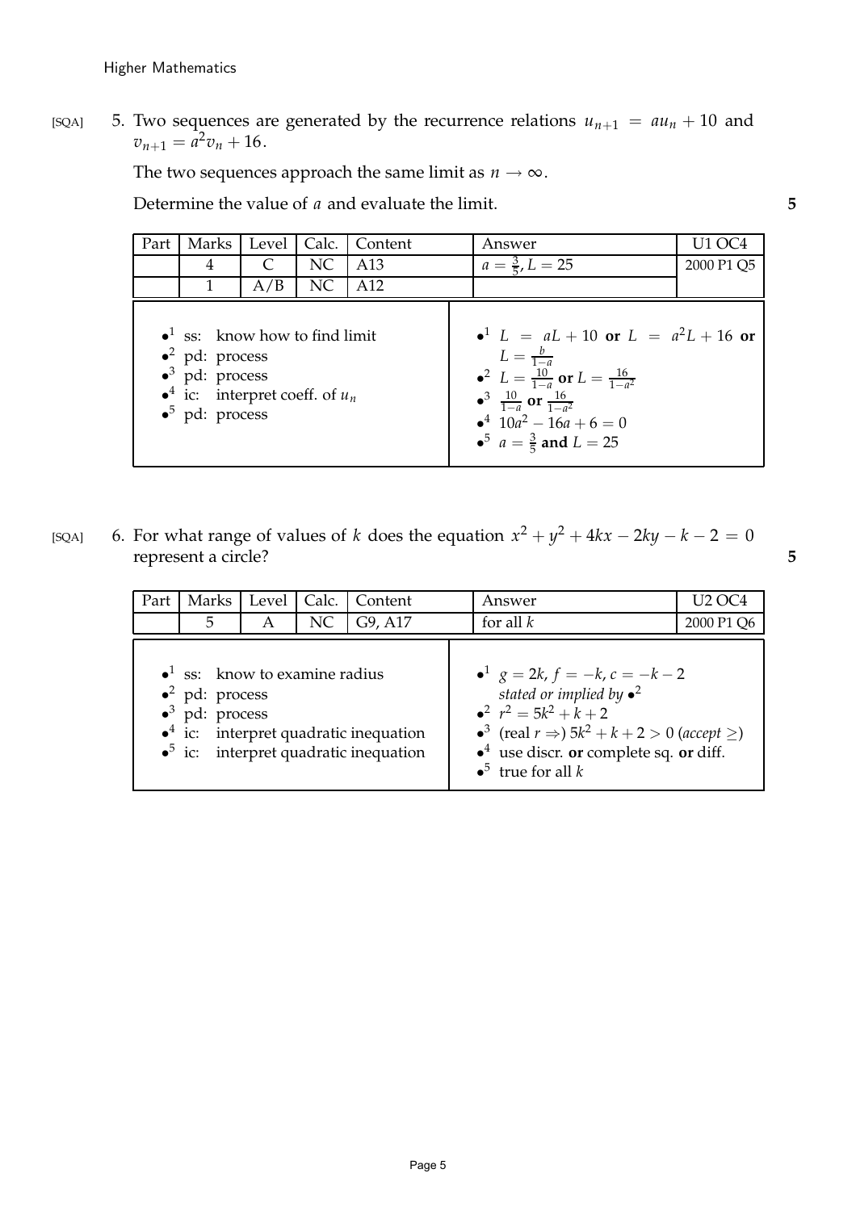[SQA] 5. Two sequences are generated by the recurrence relations $u_{n+1} = au_n + 10$ and $v_{n+1} = a^2 v_n + 16$.

The two sequences approach the same limit as $n \to \infty$.

Determine the value of $a$ and evaluate the limit. **5**

| Part | Marks | Level | Calc. | Content | Answer | U1 OC4 |
|---|---|---|---|---|---|---|
| | 4 | C | NC | A13 | $a = \frac{3}{5}, L = 25$ | 2000 P1 Q5 |
| | 1 | A/B | NC | A12 | | |

- •[1] ss: know how to find limit
- •[2] pd: process
- •[3] pd: process
- •[4] ic: interpret coeff. of $u_n$
- •[5] pd: process

- •[1] $L = aL + 10$ **or** $L = a^2 L + 16$ **or** $L = \frac{b}{1-a}$
- •[2] $L = \frac{10}{1-a}$ **or** $L = \frac{16}{1-a^2}$
- •[3] $\frac{10}{1-a}$ **or** $\frac{16}{1-a^2}$
- •[4] $10a^2 - 16a + 6 = 0$
- •[5] $a = \frac{3}{5}$ **and** $L = 25$

[SQA] 6. For what range of values of $k$ does the equation $x^2 + y^2 + 4kx - 2ky - k - 2 = 0$ represent a circle? **5**

| Part | Marks | Level | Calc. | Content | Answer | U2 OC4 |
|---|---|---|---|---|---|---|
| | 5 | A | NC | G9, A17 | for all $k$ | 2000 P1 Q6 |

- •[1] ss: know to examine radius
- •[2] pd: process
- •[3] pd: process
- •[4] ic: interpret quadratic inequation
- •[5] ic: interpret quadratic inequation

- •[1] $g = 2k, f = -k, c = -k - 2$ *stated or implied by •[2]*
- •[2] $r^2 = 5k^2 + k + 2$
- •[3] (real $r \Rightarrow$) $5k^2 + k + 2 > 0$ (*accept* $\geq$)
- •[4] use discr. **or** complete sq. **or** diff.
- •[5] true for all $k$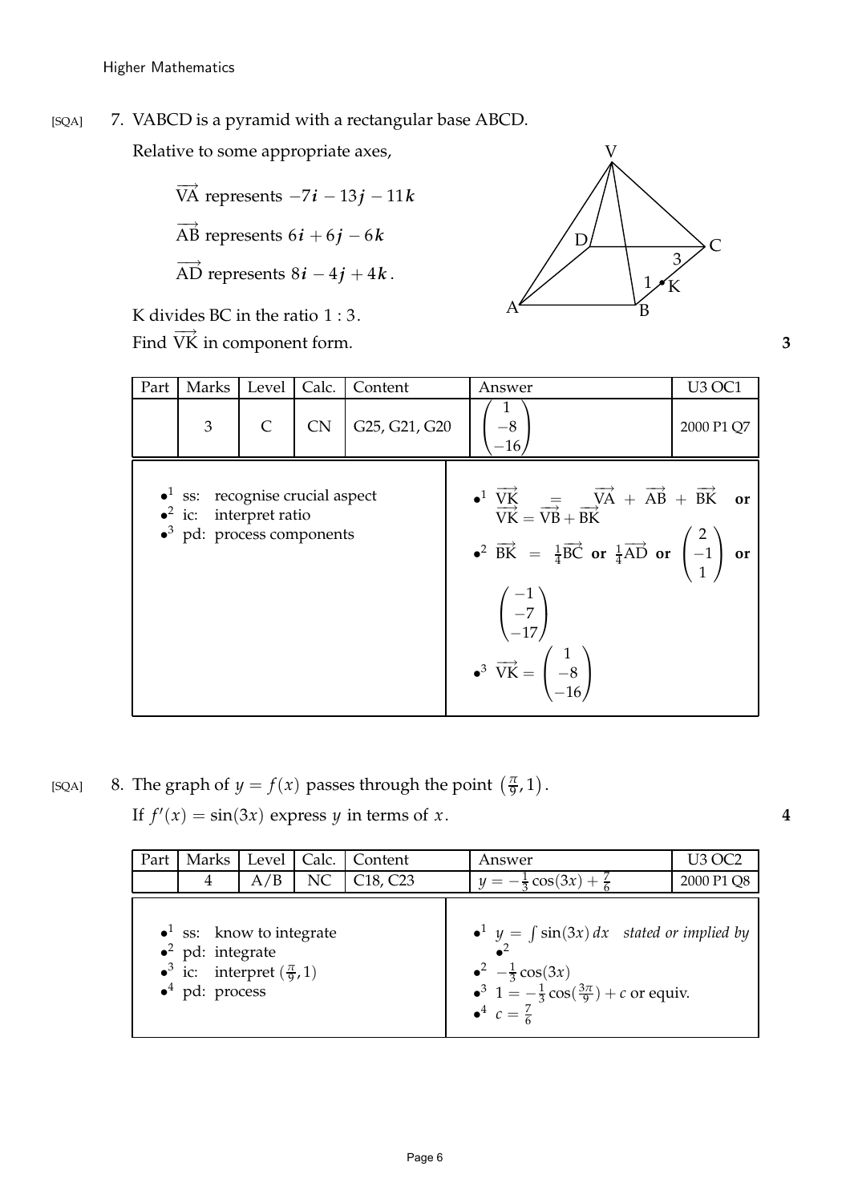[SQA] 7. VABCD is a pyramid with a rectangular base ABCD.

Relative to some appropriate axes,

$\overrightarrow{VA}$ represents $-7\boldsymbol{i} - 13\boldsymbol{j} - 11\boldsymbol{k}$

$\overrightarrow{AB}$ represents $6\boldsymbol{i} + 6\boldsymbol{j} - 6\boldsymbol{k}$

$\overrightarrow{AD}$ represents $8\boldsymbol{i} - 4\boldsymbol{j} + 4\boldsymbol{k}$.

K divides BC in the ratio $1 : 3$.

Find $\overrightarrow{VK}$ in component form. **3**

| Part | Marks | Level | Calc. | Content | Answer | U3 OC1 |
|---|---|---|---|---|---|---|
| | 3 | C | CN | G25, G21, G20 | $\begin{pmatrix} 1 \\ -8 \\ -16 \end{pmatrix}$ | 2000 P1 Q7 |

| | |
|---|---|
| •[1] ss: recognise crucial aspect<br>•[2] ic: interpret ratio<br>•[3] pd: process components | •[1] $\overrightarrow{VK} = \overrightarrow{VA} + \overrightarrow{AB} + \overrightarrow{BK}$ **or** $\overrightarrow{VK} = \overrightarrow{VB} + \overrightarrow{BK}$<br>•[2] $\overrightarrow{BK} = \frac{1}{4}\overrightarrow{BC}$ **or** $\frac{1}{4}\overrightarrow{AD}$ **or** $\begin{pmatrix} 2 \\ -1 \\ 1 \end{pmatrix}$ **or** $\begin{pmatrix} -1 \\ -7 \\ -17 \end{pmatrix}$<br>•[3] $\overrightarrow{VK} = \begin{pmatrix} 1 \\ -8 \\ -16 \end{pmatrix}$ |

[SQA] 8. The graph of $y = f(x)$ passes through the point $\left(\frac{\pi}{9}, 1\right)$.

If $f'(x) = \sin(3x)$ express $y$ in terms of $x$. **4**

| Part | Marks | Level | Calc. | Content | Answer | U3 OC2 |
|---|---|---|---|---|---|---|
| | 4 | A/B | NC | C18, C23 | $y = -\frac{1}{3}\cos(3x) + \frac{7}{6}$ | 2000 P1 Q8 |

| | |
|---|---|
| •[1] ss: know to integrate<br>•[2] pd: integrate<br>•[3] ic: interpret $(\frac{\pi}{9}, 1)$<br>•[4] pd: process | •[1] $y = \int \sin(3x)\, dx$ *stated or implied by* •[2]<br>•[2] $-\frac{1}{3}\cos(3x)$<br>•[3] $1 = -\frac{1}{3}\cos(\frac{3\pi}{9}) + c$ or equiv.<br>•[4] $c = \frac{7}{6}$ |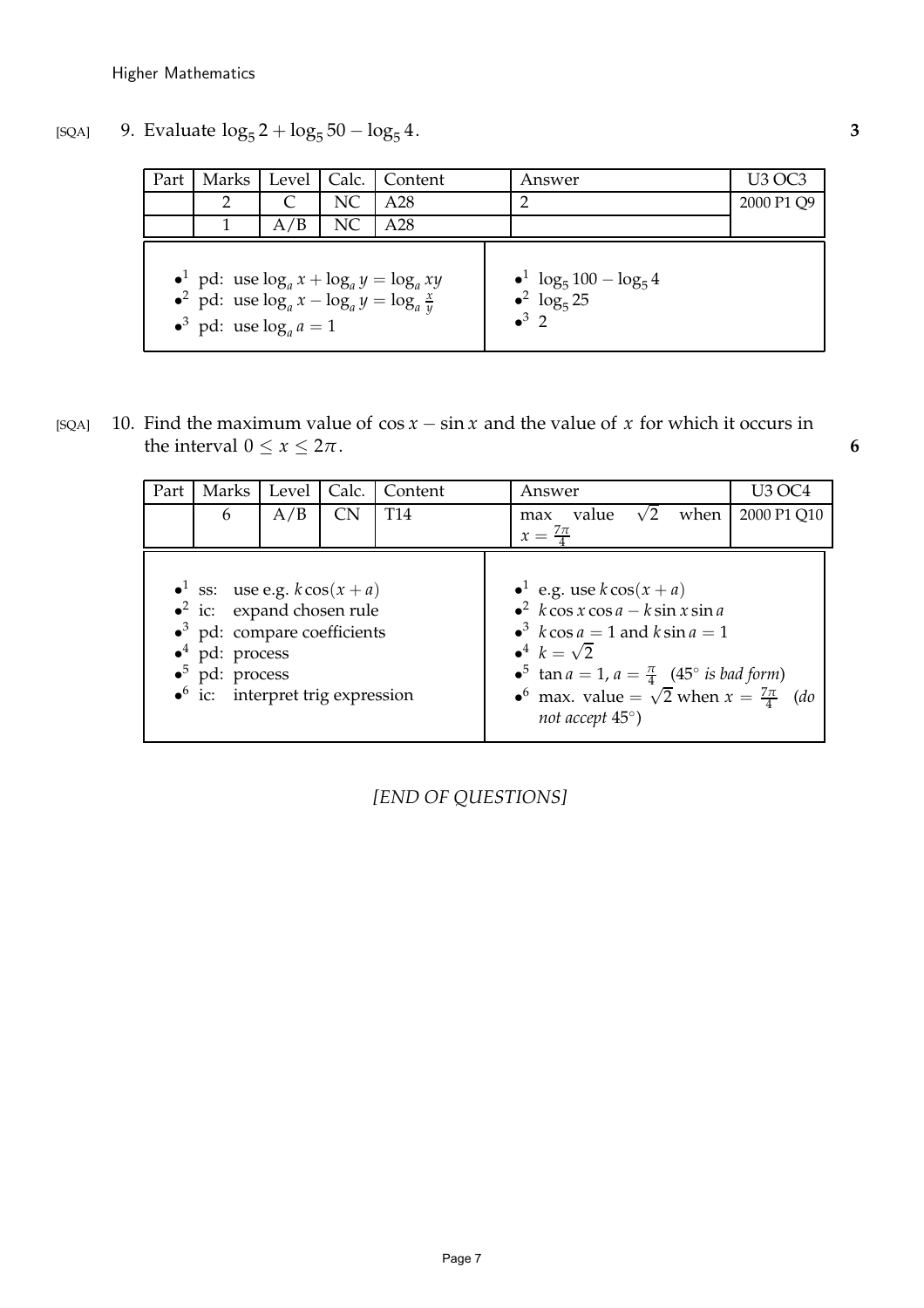[SQA] 9. Evaluate $\log_5 2 + \log_5 50 - \log_5 4$. **3**

| Part | Marks | Level | Calc. | Content | Answer | U3 OC3 |
|---|---|---|---|---|---|---|
| | 2 | C | NC | A28 | 2 | 2000 P1 Q9 |
| | 1 | A/B | NC | A28 | | |

| | |
|---|---|
| •[1] pd: use $\log_a x + \log_a y = \log_a xy$<br>•[2] pd: use $\log_a x - \log_a y = \log_a \frac{x}{y}$<br>•[3] pd: use $\log_a a = 1$ | •[1] $\log_5 100 - \log_5 4$<br>•[2] $\log_5 25$<br>•[3] 2 |

[SQA] 10. Find the maximum value of $\cos x - \sin x$ and the value of $x$ for which it occurs in the interval $0 \leq x \leq 2\pi$. **6**

| Part | Marks | Level | Calc. | Content | Answer | U3 OC4 |
|---|---|---|---|---|---|---|
| | 6 | A/B | CN | T14 | max value $\sqrt{2}$ when $x = \frac{7\pi}{4}$ | 2000 P1 Q10 |

| | |
|---|---|
| •[1] ss: use e.g. $k\cos(x+a)$<br>•[2] ic: expand chosen rule<br>•[3] pd: compare coefficients<br>•[4] pd: process<br>•[5] pd: process<br>•[6] ic: interpret trig expression | •[1] e.g. use $k\cos(x+a)$<br>•[2] $k\cos x\cos a - k\sin x\sin a$<br>•[3] $k\cos a = 1$ and $k\sin a = 1$<br>•[4] $k = \sqrt{2}$<br>•[5] $\tan a = 1$, $a = \frac{\pi}{4}$ (*$45^\circ$ is bad form*)<br>•[6] max. value $= \sqrt{2}$ when $x = \frac{7\pi}{4}$ (*do not accept $45^\circ$*) |

*[END OF QUESTIONS]*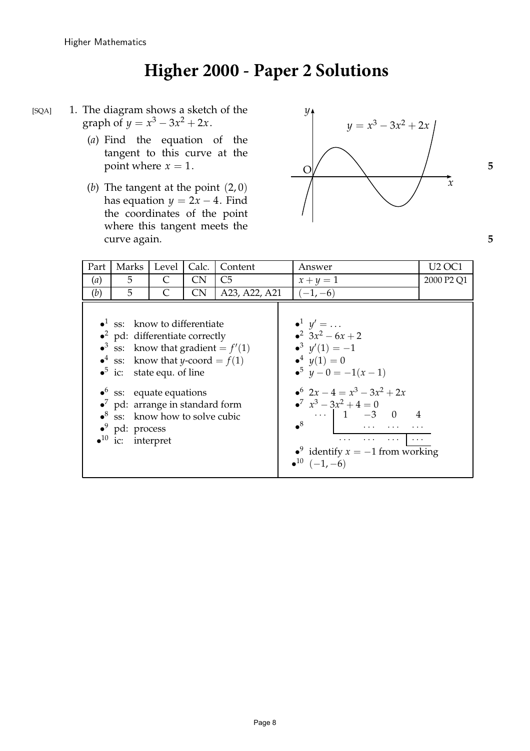Higher Mathematics

# Higher 2000 - Paper 2 Solutions

[SQA] 1. The diagram shows a sketch of the graph of $y = x^3 - 3x^2 + 2x$.

(*a*) Find the equation of the tangent to this curve at the point where $x = 1$. **5**

(*b*) The tangent at the point $(2, 0)$ has equation $y = 2x - 4$. Find the coordinates of the point where this tangent meets the curve again. **5**

| Part | Marks | Level | Calc. | Content | Answer | U2 OC1 |
|---|---|---|---|---|---|---|
| (*a*) | 5 | C | CN | C5 | $x + y = 1$ | 2000 P2 Q1 |
| (*b*) | 5 | C | CN | A23, A22, A21 | $(-1, -6)$ | |

| | |
|---|---|
| •1 ss: know to differentiate | •1 $y' = \dots$ |
| •2 pd: differentiate correctly | •2 $3x^2 - 6x + 2$ |
| •3 ss: know that gradient $= f'(1)$ | •3 $y'(1) = -1$ |
| •4 ss: know that $y$-coord $= f(1)$ | •4 $y(1) = 0$ |
| •5 ic: state equ. of line | •5 $y - 0 = -1(x - 1)$ |
| •6 ss: equate equations | •6 $2x - 4 = x^3 - 3x^2 + 2x$ |
| •7 pd: arrange in standard form | •7 $x^3 - 3x^2 + 4 = 0$ |
| •8 ss: know how to solve cubic | •8 $\begin{array}{c\|cccc} \dots & 1 & -3 & 0 & 4 \\ & & \dots & \dots & \dots \\ \hline & \dots & \dots & \dots & \dots \end{array}$ |
| •9 pd: process | •9 identify $x = -1$ from working |
| •10 ic: interpret | •10 $(-1, -6)$ |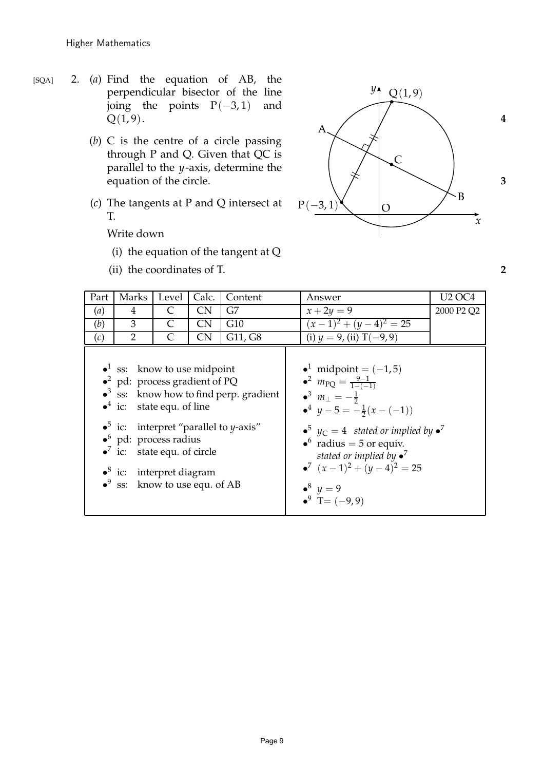[SQA] 2. (*a*) Find the equation of AB, the perpendicular bisector of the line joining the points $P(-3,1)$ and $Q(1,9)$. **4**

(*b*) C is the centre of a circle passing through P and Q. Given that QC is parallel to the $y$-axis, determine the equation of the circle. **3**

(*c*) The tangents at P and Q intersect at T.

Write down

(i) the equation of the tangent at Q

(ii) the coordinates of T. **2**

| Part | Marks | Level | Calc. | Content | Answer | U2 OC4 |
|---|---|---|---|---|---|---|
| (*a*) | 4 | C | CN | G7 | $x + 2y = 9$ | 2000 P2 Q2 |
| (*b*) | 3 | C | CN | G10 | $(x-1)^2 + (y-4)^2 = 25$ | |
| (*c*) | 2 | C | CN | G11, G8 | (i) $y = 9$, (ii) $T(-9,9)$ | |

| | |
|---|---|
| •[1] ss: know to use midpoint | •[1] midpoint $= (-1,5)$ |
| •[2] pd: process gradient of PQ | •[2] $m_{PQ} = \frac{9-1}{1-(-1)}$ |
| •[3] ss: know how to find perp. gradient | •[3] $m_{\perp} = -\frac{1}{2}$ |
| •[4] ic: state equ. of line | •[4] $y - 5 = -\frac{1}{2}(x - (-1))$ |
| •[5] ic: interpret "parallel to $y$-axis" | •[5] $y_C = 4$ *stated or implied by* •[7] |
| •[6] pd: process radius | •[6] radius $= 5$ or equiv. *stated or implied by* •[7] |
| •[7] ic: state equ. of circle | •[7] $(x-1)^2 + (y-4)^2 = 25$ |
| •[8] ic: interpret diagram | •[8] $y = 9$ |
| •[9] ss: know to use equ. of AB | •[9] T$= (-9,9)$ |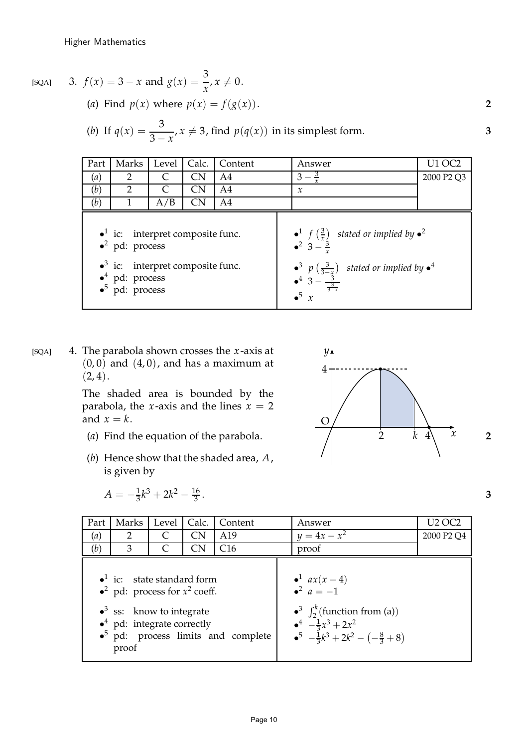[SQA] 3. $f(x) = 3 - x$ and $g(x) = \dfrac{3}{x}, x \neq 0$.

(*a*) Find $p(x)$ where $p(x) = f(g(x))$. **2**

(*b*) If $q(x) = \dfrac{3}{3-x}, x \neq 3$, find $p(q(x))$ in its simplest form. **3**

| Part | Marks | Level | Calc. | Content | Answer | U1 OC2 |
|---|---|---|---|---|---|---|
| (*a*) | 2 | C | CN | A4 | $3 - \frac{3}{x}$ | 2000 P2 Q3 |
| (*b*) | 2 | C | CN | A4 | $x$ | |
| (*b*) | 1 | A/B | CN | A4 | | |

| | |
|---|---|
| •[1] ic: interpret composite func. | •[1] $f\left(\frac{3}{x}\right)$ *stated or implied by* •[2] |
| •[2] pd: process | •[2] $3 - \frac{3}{x}$ |
| •[3] ic: interpret composite func. | •[3] $p\left(\frac{3}{3-x}\right)$ *stated or implied by* •[4] |
| •[4] pd: process | •[4] $3 - \frac{3}{\frac{3}{3-x}}$ |
| •[5] pd: process | •[5] $x$ |

[SQA] 4. The parabola shown crosses the $x$-axis at $(0, 0)$ and $(4, 0)$, and has a maximum at $(2, 4)$.

The shaded area is bounded by the parabola, the $x$-axis and the lines $x = 2$ and $x = k$.

(*a*) Find the equation of the parabola. **2**

(*b*) Hence show that the shaded area, $A$, is given by

$$A = -\tfrac{1}{3}k^3 + 2k^2 - \tfrac{16}{3}.$$ **3**

| Part | Marks | Level | Calc. | Content | Answer | U2 OC2 |
|---|---|---|---|---|---|---|
| (*a*) | 2 | C | CN | A19 | $y = 4x - x^2$ | 2000 P2 Q4 |
| (*b*) | 3 | C | CN | C16 | proof | |

| | |
|---|---|
| •[1] ic: state standard form | •[1] $ax(x-4)$ |
| •[2] pd: process for $x^2$ coeff. | •[2] $a = -1$ |
| •[3] ss: know to integrate | •[3] $\int_2^k$(function from (a)) |
| •[4] pd: integrate correctly | •[4] $-\frac{1}{3}x^3 + 2x^2$ |
| •[5] pd: process limits and complete proof | •[5] $-\frac{1}{3}k^3 + 2k^2 - \left(-\frac{8}{3} + 8\right)$ |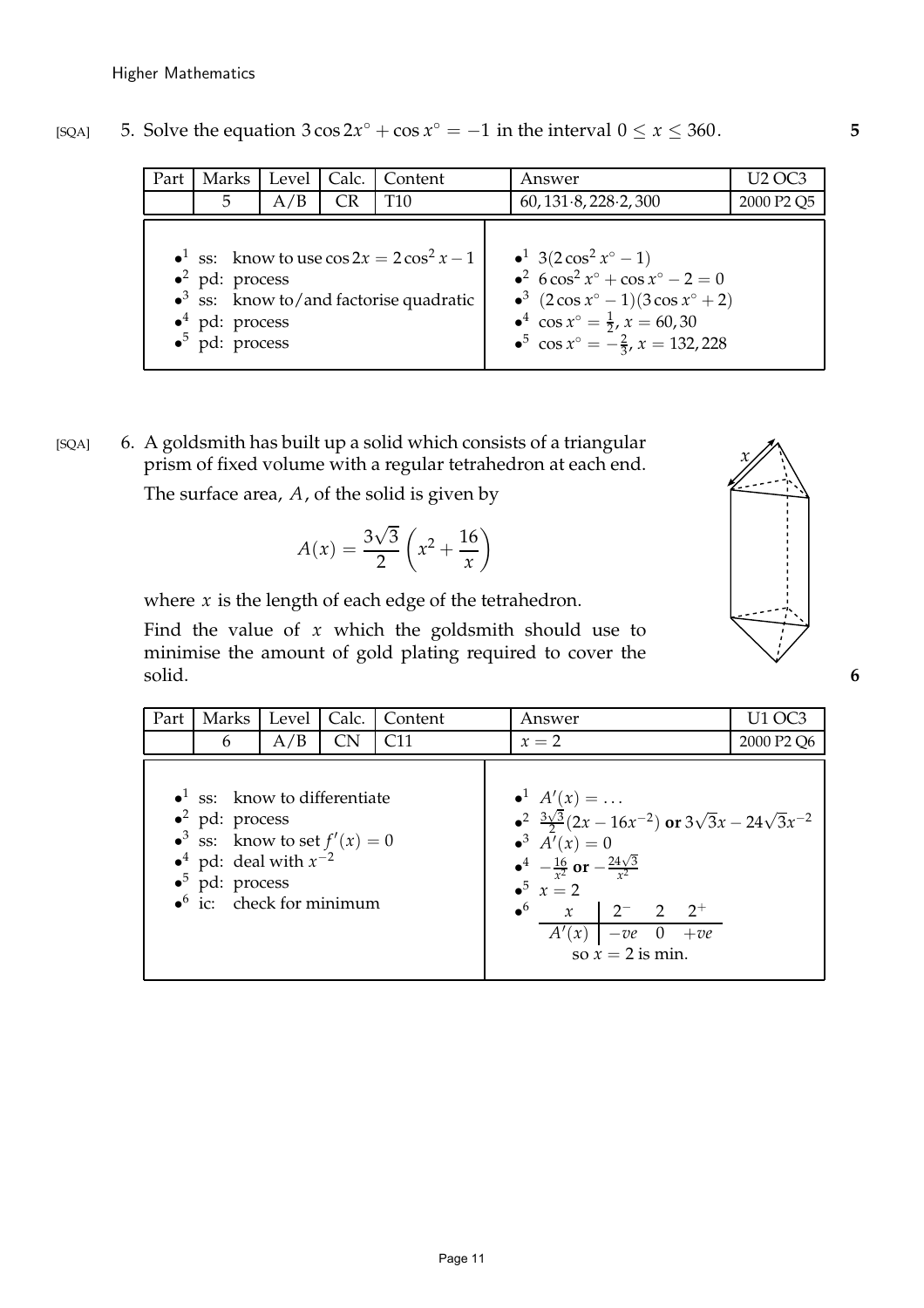[SQA] 5. Solve the equation $3\cos 2x^\circ + \cos x^\circ = -1$ in the interval $0 \leq x \leq 360$. **5**

| Part | Marks | Level | Calc. | Content | Answer | U2 OC3 |
|---|---|---|---|---|---|---|
| | 5 | A/B | CR | T10 | 60, 131·8, 228·2, 300 | 2000 P2 Q5 |

| | |
|---|---|
| •[1] ss: know to use $\cos 2x = 2\cos^2 x - 1$ | •[1] $3(2\cos^2 x^\circ - 1)$ |
| •[2] pd: process | •[2] $6\cos^2 x^\circ + \cos x^\circ - 2 = 0$ |
| •[3] ss: know to/and factorise quadratic | •[3] $(2\cos x^\circ - 1)(3\cos x^\circ + 2)$ |
| •[4] pd: process | •[4] $\cos x^\circ = \frac{1}{2}$, $x = 60, 30$ |
| •[5] pd: process | •[5] $\cos x^\circ = -\frac{2}{3}$, $x = 132, 228$ |

[SQA] 6. A goldsmith has built up a solid which consists of a triangular prism of fixed volume with a regular tetrahedron at each end.

The surface area, $A$, of the solid is given by

$$A(x) = \frac{3\sqrt{3}}{2}\left(x^2 + \frac{16}{x}\right)$$

where $x$ is the length of each edge of the tetrahedron.

Find the value of $x$ which the goldsmith should use to minimise the amount of gold plating required to cover the solid. **6**

| Part | Marks | Level | Calc. | Content | Answer | U1 OC3 |
|---|---|---|---|---|---|---|
| | 6 | A/B | CN | C11 | $x = 2$ | 2000 P2 Q6 |

| | |
|---|---|
| •[1] ss: know to differentiate | •[1] $A'(x) = \ldots$ |
| •[2] pd: process | •[2] $\frac{3\sqrt{3}}{2}(2x - 16x^{-2})$ **or** $3\sqrt{3}x - 24\sqrt{3}x^{-2}$ |
| •[3] ss: know to set $f'(x) = 0$ | •[3] $A'(x) = 0$ |
| •[4] pd: deal with $x^{-2}$ | •[4] $-\frac{16}{x^2}$ **or** $-\frac{24\sqrt{3}}{x^2}$ |
| •[5] pd: process | •[5] $x = 2$ |
| •[6] ic: check for minimum | •[6] $x$: $2^-$, $2$, $2^+$; $A'(x)$: $-ve$, $0$, $+ve$; so $x = 2$ is min. |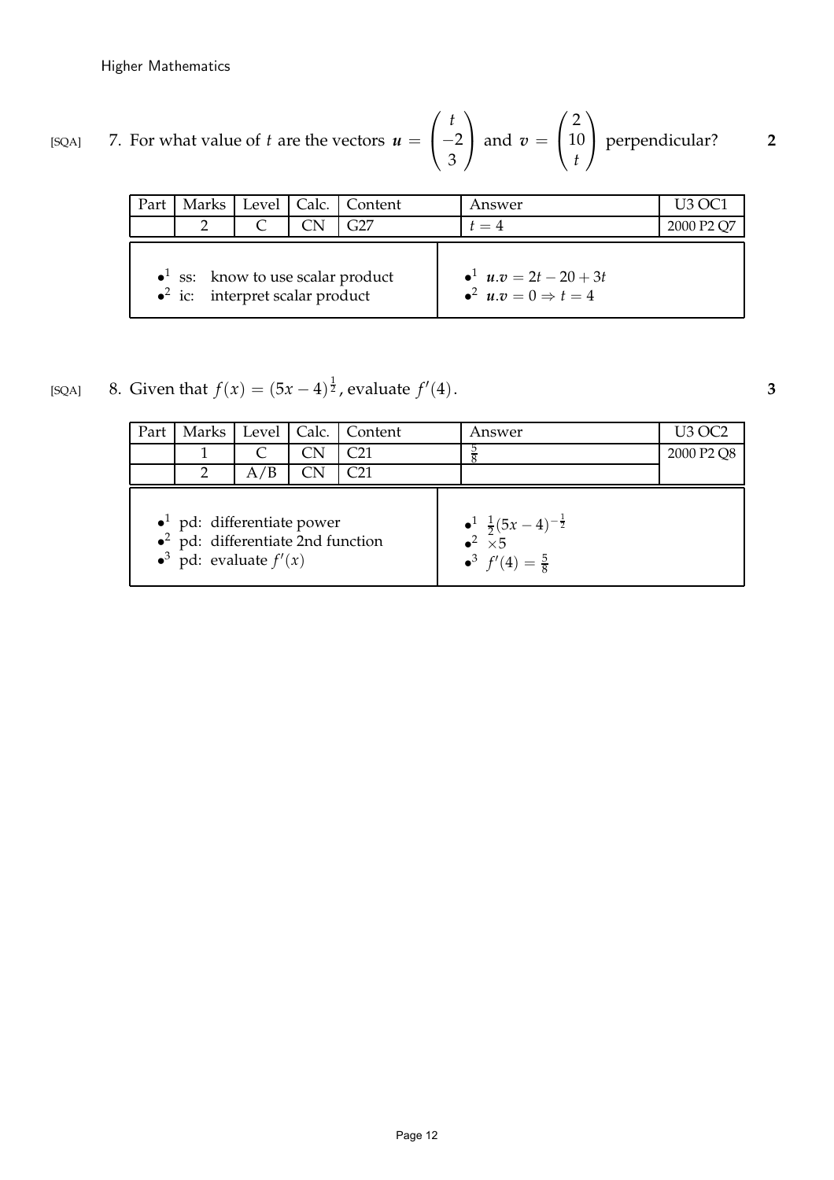[SQA] 7. For what value of $t$ are the vectors $\boldsymbol{u} = \begin{pmatrix} t \\ -2 \\ 3 \end{pmatrix}$ and $\boldsymbol{v} = \begin{pmatrix} 2 \\ 10 \\ t \end{pmatrix}$ perpendicular? **2**

| Part | Marks | Level | Calc. | Content | Answer | U3 OC1 |
|---|---|---|---|---|---|---|
| | 2 | C | CN | G27 | $t = 4$ | 2000 P2 Q7 |

| | |
|---|---|
| •[1] ss: know to use scalar product<br>•[2] ic: interpret scalar product | •[1] $\boldsymbol{u}.\boldsymbol{v} = 2t - 20 + 3t$<br>•[2] $\boldsymbol{u}.\boldsymbol{v} = 0 \Rightarrow t = 4$ |

[SQA] 8. Given that $f(x) = (5x - 4)^{\frac{1}{2}}$, evaluate $f'(4)$. **3**

| Part | Marks | Level | Calc. | Content | Answer | U3 OC2 |
|---|---|---|---|---|---|---|
| | 1 | C | CN | C21 | $\frac{5}{8}$ | 2000 P2 Q8 |
| | 2 | A/B | CN | C21 | | |

| | |
|---|---|
| •[1] pd: differentiate power<br>•[2] pd: differentiate 2nd function<br>•[3] pd: evaluate $f'(x)$ | •[1] $\frac{1}{2}(5x-4)^{-\frac{1}{2}}$<br>•[2] $\times 5$<br>•[3] $f'(4) = \frac{5}{8}$ |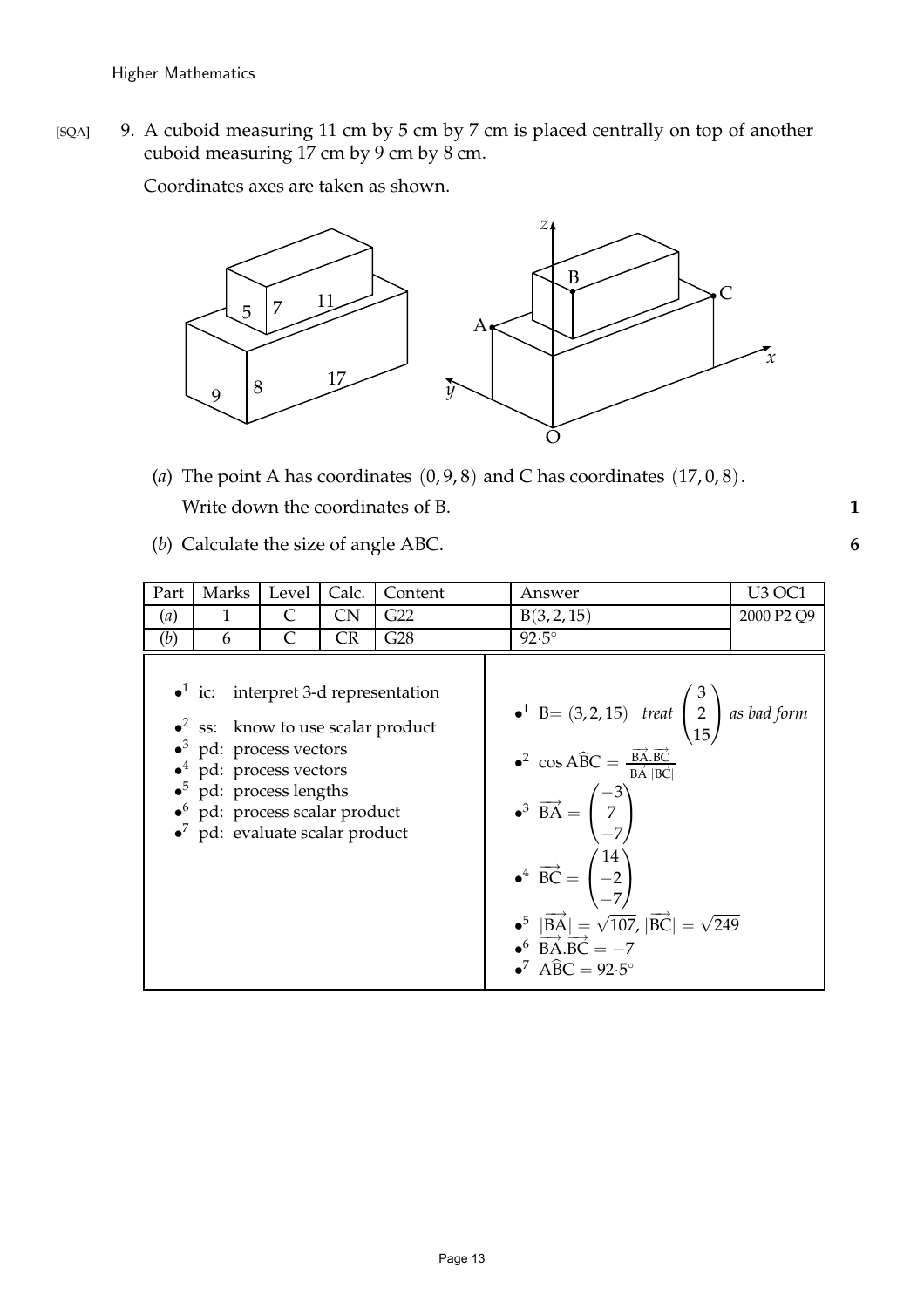[SQA] 9. A cuboid measuring 11 cm by 5 cm by 7 cm is placed centrally on top of another cuboid measuring 17 cm by 9 cm by 8 cm.

Coordinates axes are taken as shown.

(*a*) The point A has coordinates $(0, 9, 8)$ and C has coordinates $(17, 0, 8)$.
Write down the coordinates of B. **1**

(*b*) Calculate the size of angle ABC. **6**

| Part | Marks | Level | Calc. | Content | Answer | U3 OC1 |
|---|---|---|---|---|---|---|
| (*a*) | 1 | C | CN | G22 | B(3, 2, 15) | 2000 P2 Q9 |
| (*b*) | 6 | C | CR | G28 | $92{\cdot}5^\circ$ | |

- $\bullet^1$ ic: interpret 3-d representation
- $\bullet^2$ ss: know to use scalar product
- $\bullet^3$ pd: process vectors
- $\bullet^4$ pd: process vectors
- $\bullet^5$ pd: process lengths
- $\bullet^6$ pd: process scalar product
- $\bullet^7$ pd: evaluate scalar product

- $\bullet^1$ B$= (3, 2, 15)$ *treat* $\begin{pmatrix} 3 \\ 2 \\ 15 \end{pmatrix}$ *as bad form*
- $\bullet^2$ $\cos A\hat{B}C = \frac{\overrightarrow{BA}.\overrightarrow{BC}}{|\overrightarrow{BA}||\overrightarrow{BC}|}$
- $\bullet^3$ $\overrightarrow{BA} = \begin{pmatrix} -3 \\ 7 \\ -7 \end{pmatrix}$
- $\bullet^4$ $\overrightarrow{BC} = \begin{pmatrix} 14 \\ -2 \\ -7 \end{pmatrix}$
- $\bullet^5$ $|\overrightarrow{BA}| = \sqrt{107}$, $|\overrightarrow{BC}| = \sqrt{249}$
- $\bullet^6$ $\overrightarrow{BA}.\overrightarrow{BC} = -7$
- $\bullet^7$ $A\hat{B}C = 92{\cdot}5^\circ$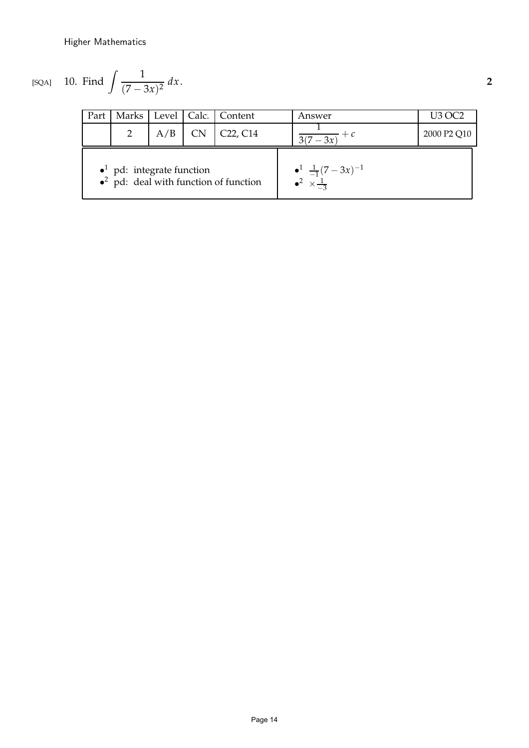[SQA] 10. Find $\displaystyle\int \frac{1}{(7-3x)^2}\,dx$. **2**

| Part | Marks | Level | Calc. | Content | Answer | U3 OC2 |
|---|---|---|---|---|---|---|
| | 2 | A/B | CN | C22, C14 | $\dfrac{1}{3(7-3x)} + c$ | 2000 P2 Q10 |

| | |
|---|---|
| •1 pd: integrate function<br>•2 pd: deal with function of function | •1 $\frac{1}{-1}(7-3x)^{-1}$<br>•2 $\times\frac{1}{-3}$ |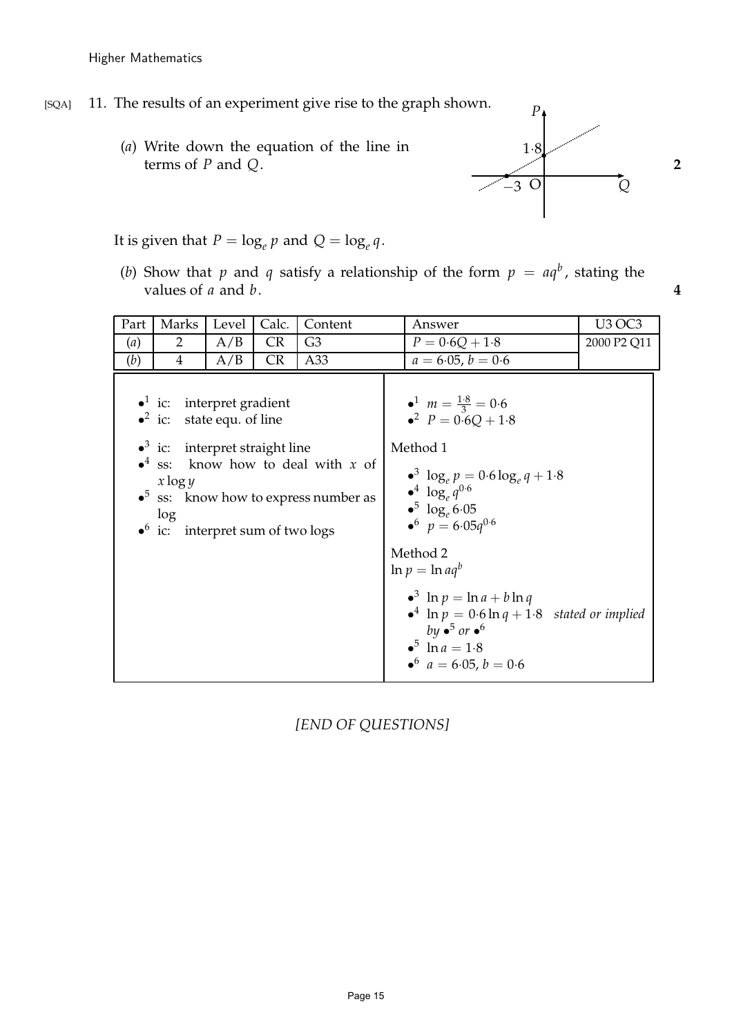[SQA] 11. The results of an experiment give rise to the graph shown.

(*a*) Write down the equation of the line in terms of $P$ and $Q$. **2**

P

1·8

−3 O

Q

It is given that $P = \log_e p$ and $Q = \log_e q$.

(*b*) Show that $p$ and $q$ satisfy a relationship of the form $p = aq^b$, stating the values of $a$ and $b$. **4**

| Part | Marks | Level | Calc. | Content | Answer | U3 OC3 |
|---|---|---|---|---|---|---|
| (*a*) | 2 | A/B | CR | G3 | $P = 0{\cdot}6Q + 1{\cdot}8$ | 2000 P2 Q11 |
| (*b*) | 4 | A/B | CR | A33 | $a = 6{\cdot}05$, $b = 0{\cdot}6$ | |

| | |
|---|---|
| •1 ic: interpret gradient<br>•2 ic: state equ. of line<br><br>•3 ic: interpret straight line<br>•4 ss: know how to deal with $x$ of $x \log y$<br>•5 ss: know how to express number as log<br>•6 ic: interpret sum of two logs | •1 $m = \frac{1{\cdot}8}{3} = 0{\cdot}6$<br>•2 $P = 0{\cdot}6Q + 1{\cdot}8$<br><br>Method 1<br>•3 $\log_e p = 0{\cdot}6 \log_e q + 1{\cdot}8$<br>•4 $\log_e q^{0{\cdot}6}$<br>•5 $\log_e 6{\cdot}05$<br>•6 $p = 6{\cdot}05q^{0{\cdot}6}$<br><br>Method 2<br>$\ln p = \ln aq^b$<br>•3 $\ln p = \ln a + b \ln q$<br>•4 $\ln p = 0{\cdot}6 \ln q + 1{\cdot}8$ *stated or implied by •5 or •6*<br>•5 $\ln a = 1{\cdot}8$<br>•6 $a = 6{\cdot}05$, $b = 0{\cdot}6$ |

*[END OF QUESTIONS]*